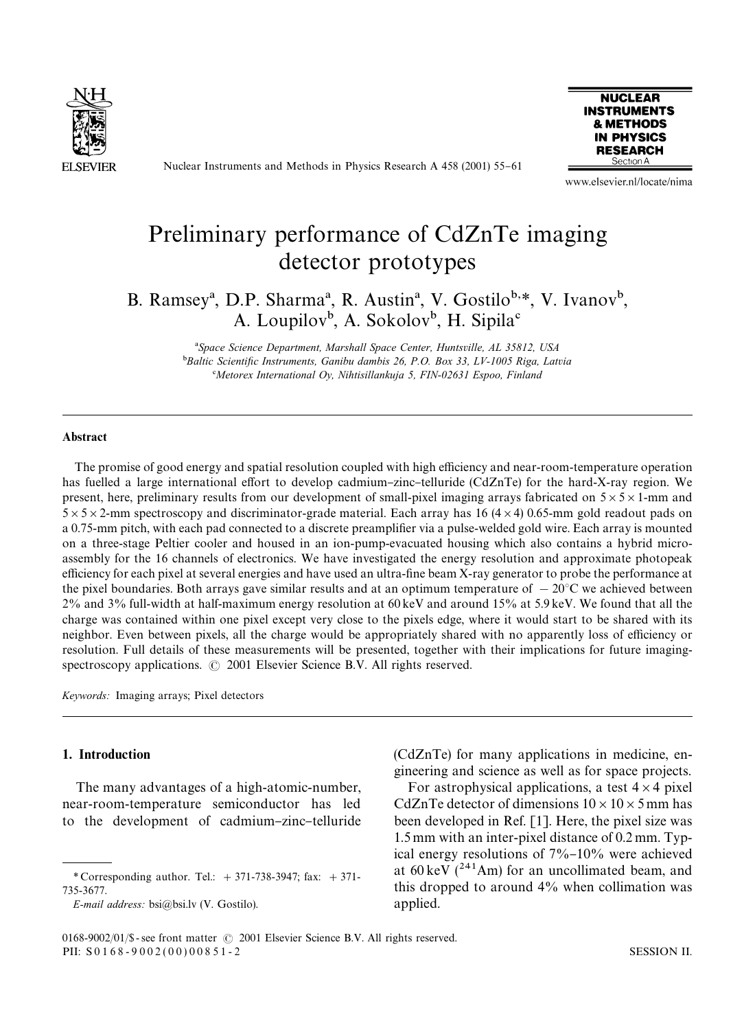# Preliminary performance of CdZnTe imaging detector prototypes

B. Ramsey[a], D.P. Sharma[a], R. Austin[a], V. Gostilo[b,*], V. Ivanov[b], A. Loupilov[b], A. Sokolov[b], H. Sipila[c]

[a] *Space Science Department, Marshall Space Center, Huntsville, AL 35812, USA*

[b] *Baltic Scientific Instruments, Ganibu dambis 26, P.O. Box 33, LV-1005 Riga, Latvia*

[c] *Metorex International Oy, Nihtisillankuja 5, FIN-02631 Espoo, Finland*

## Abstract

The promise of good energy and spatial resolution coupled with high efficiency and near-room-temperature operation has fuelled a large international effort to develop cadmium–zinc–telluride (CdZnTe) for the hard-X-ray region. We present, here, preliminary results from our development of small-pixel imaging arrays fabricated on $5 \times 5 \times 1$-mm and $5 \times 5 \times 2$-mm spectroscopy and discriminator-grade material. Each array has 16 ($4 \times 4$) 0.65-mm gold readout pads on a 0.75-mm pitch, with each pad connected to a discrete preamplifier via a pulse-welded gold wire. Each array is mounted on a three-stage Peltier cooler and housed in an ion-pump-evacuated housing which also contains a hybrid micro-assembly for the 16 channels of electronics. We have investigated the energy resolution and approximate photopeak efficiency for each pixel at several energies and have used an ultra-fine beam X-ray generator to probe the performance at the pixel boundaries. Both arrays gave similar results and at an optimum temperature of $-20°C$ we achieved between 2% and 3% full-width at half-maximum energy resolution at 60 keV and around 15% at 5.9 keV. We found that all the charge was contained within one pixel except very close to the pixels edge, where it would start to be shared with its neighbor. Even between pixels, all the charge would be appropriately shared with no apparently loss of efficiency or resolution. Full details of these measurements will be presented, together with their implications for future imaging-spectroscopy applications. © 2001 Elsevier Science B.V. All rights reserved.

*Keywords:* Imaging arrays; Pixel detectors

## 1. Introduction

The many advantages of a high-atomic-number, near-room-temperature semiconductor has led to the development of cadmium–zinc–telluride (CdZnTe) for many applications in medicine, engineering and science as well as for space projects.

For astrophysical applications, a test $4 \times 4$ pixel CdZnTe detector of dimensions $10 \times 10 \times 5$ mm has been developed in Ref. [1]. Here, the pixel size was 1.5 mm with an inter-pixel distance of 0.2 mm. Typical energy resolutions of 7%–10% were achieved at 60 keV ($^{241}$Am) for an uncollimated beam, and this dropped to around 4% when collimation was applied.

\* Corresponding author. Tel.: + 371-738-3947; fax: + 371-735-3677.

*E-mail address:* bsi@bsi.lv (V. Gostilo).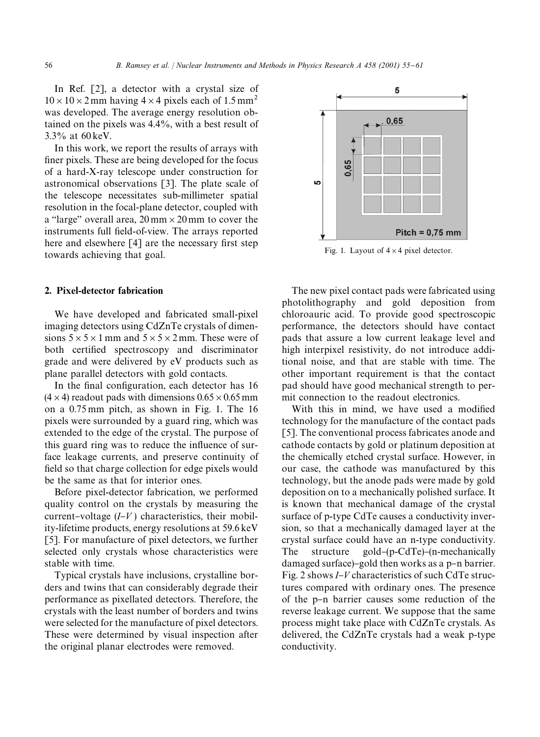In Ref. [2], a detector with a crystal size of $10 \times 10 \times 2$ mm having $4 \times 4$ pixels each of 1.5 mm$^2$ was developed. The average energy resolution obtained on the pixels was 4.4%, with a best result of 3.3% at 60 keV.

In this work, we report the results of arrays with finer pixels. These are being developed for the focus of a hard-X-ray telescope under construction for astronomical observations [3]. The plate scale of the telescope necessitates sub-millimeter spatial resolution in the focal-plane detector, coupled with a "large" overall area, 20 mm × 20 mm to cover the instruments full field-of-view. The arrays reported here and elsewhere [4] are the necessary first step towards achieving that goal.

Fig. 1. Layout of $4 \times 4$ pixel detector.

## 2. Pixel-detector fabrication

We have developed and fabricated small-pixel imaging detectors using CdZnTe crystals of dimensions $5 \times 5 \times 1$ mm and $5 \times 5 \times 2$ mm. These were of both certified spectroscopy and discriminator grade and were delivered by eV products such as plane parallel detectors with gold contacts.

In the final configuration, each detector has 16 ($4 \times 4$) readout pads with dimensions $0.65 \times 0.65$ mm on a 0.75 mm pitch, as shown in Fig. 1. The 16 pixels were surrounded by a guard ring, which was extended to the edge of the crystal. The purpose of this guard ring was to reduce the influence of surface leakage currents, and preserve continuity of field so that charge collection for edge pixels would be the same as that for interior ones.

Before pixel-detector fabrication, we performed quality control on the crystals by measuring the current–voltage ($I$–$V$) characteristics, their mobility-lifetime products, energy resolutions at 59.6 keV [5]. For manufacture of pixel detectors, we further selected only crystals whose characteristics were stable with time.

Typical crystals have inclusions, crystalline borders and twins that can considerably degrade their performance as pixellated detectors. Therefore, the crystals with the least number of borders and twins were selected for the manufacture of pixel detectors. These were determined by visual inspection after the original planar electrodes were removed.

The new pixel contact pads were fabricated using photolithography and gold deposition from chloroauric acid. To provide good spectroscopic performance, the detectors should have contact pads that assure a low current leakage level and high interpixel resistivity, do not introduce additional noise, and that are stable with time. The other important requirement is that the contact pad should have good mechanical strength to permit connection to the readout electronics.

With this in mind, we have used a modified technology for the manufacture of the contact pads [5]. The conventional process fabricates anode and cathode contacts by gold or platinum deposition at the chemically etched crystal surface. However, in our case, the cathode was manufactured by this technology, but the anode pads were made by gold deposition on to a mechanically polished surface. It is known that mechanical damage of the crystal surface of p-type CdTe causes a conductivity inversion, so that a mechanically damaged layer at the crystal surface could have an n-type conductivity. The structure gold–(p-CdTe)–(n-mechanically damaged surface)–gold then works as a p–n barrier. Fig. 2 shows $I$–$V$ characteristics of such CdTe structures compared with ordinary ones. The presence of the p–n barrier causes some reduction of the reverse leakage current. We suppose that the same process might take place with CdZnTe crystals. As delivered, the CdZnTe crystals had a weak p-type conductivity.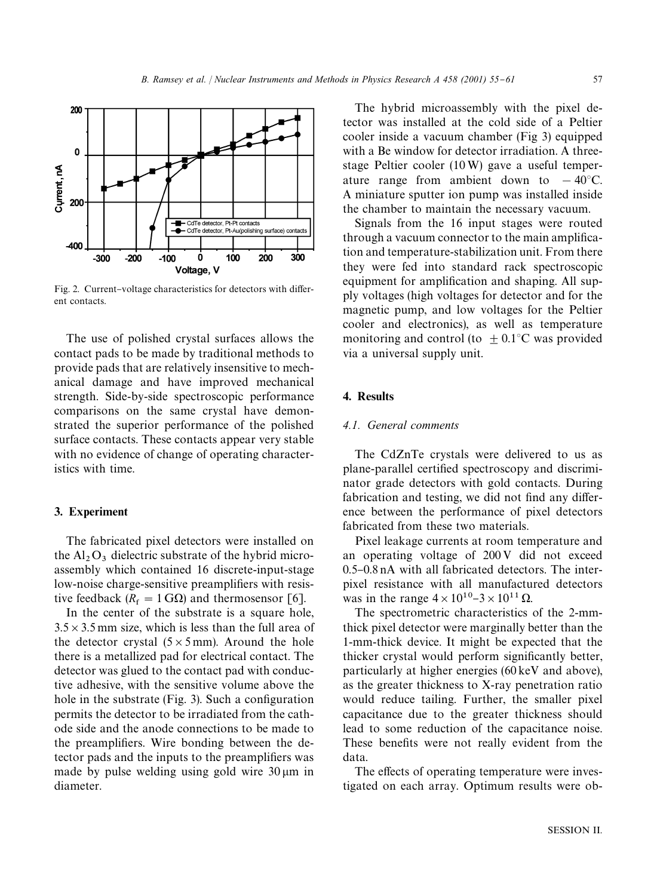Fig. 2. Current–voltage characteristics for detectors with different contacts.

The use of polished crystal surfaces allows the contact pads to be made by traditional methods to provide pads that are relatively insensitive to mechanical damage and have improved mechanical strength. Side-by-side spectroscopic performance comparisons on the same crystal have demonstrated the superior performance of the polished surface contacts. These contacts appear very stable with no evidence of change of operating characteristics with time.

## 3. Experiment

The fabricated pixel detectors were installed on the $Al_2O_3$ dielectric substrate of the hybrid microassembly which contained 16 discrete-input-stage low-noise charge-sensitive preamplifiers with resistive feedback ($R_f = 1\,G\Omega$) and thermosensor [6].

In the center of the substrate is a square hole, $3.5 \times 3.5$ mm size, which is less than the full area of the detector crystal ($5 \times 5$ mm). Around the hole there is a metallized pad for electrical contact. The detector was glued to the contact pad with conductive adhesive, with the sensitive volume above the hole in the substrate (Fig. 3). Such a configuration permits the detector to be irradiated from the cathode side and the anode connections to be made to the preamplifiers. Wire bonding between the detector pads and the inputs to the preamplifiers was made by pulse welding using gold wire 30 μm in diameter.

The hybrid microassembly with the pixel detector was installed at the cold side of a Peltier cooler inside a vacuum chamber (Fig 3) equipped with a Be window for detector irradiation. A three-stage Peltier cooler (10 W) gave a useful temperature range from ambient down to $-40°C$. A miniature sputter ion pump was installed inside the chamber to maintain the necessary vacuum.

Signals from the 16 input stages were routed through a vacuum connector to the main amplification and temperature-stabilization unit. From there they were fed into standard rack spectroscopic equipment for amplification and shaping. All supply voltages (high voltages for detector and for the magnetic pump, and low voltages for the Peltier cooler and electronics), as well as temperature monitoring and control (to $\pm 0.1°C$ was provided via a universal supply unit.

## 4. Results

### 4.1. General comments

The CdZnTe crystals were delivered to us as plane-parallel certified spectroscopy and discriminator grade detectors with gold contacts. During fabrication and testing, we did not find any difference between the performance of pixel detectors fabricated from these two materials.

Pixel leakage currents at room temperature and an operating voltage of 200 V did not exceed 0.5–0.8 nA with all fabricated detectors. The interpixel resistance with all manufactured detectors was in the range $4 \times 10^{10}$–$3 \times 10^{11}\,\Omega$.

The spectrometric characteristics of the 2-mm-thick pixel detector were marginally better than the 1-mm-thick device. It might be expected that the thicker crystal would perform significantly better, particularly at higher energies (60 keV and above), as the greater thickness to X-ray penetration ratio would reduce tailing. Further, the smaller pixel capacitance due to the greater thickness should lead to some reduction of the capacitance noise. These benefits were not really evident from the data.

The effects of operating temperature were investigated on each array. Optimum results were ob-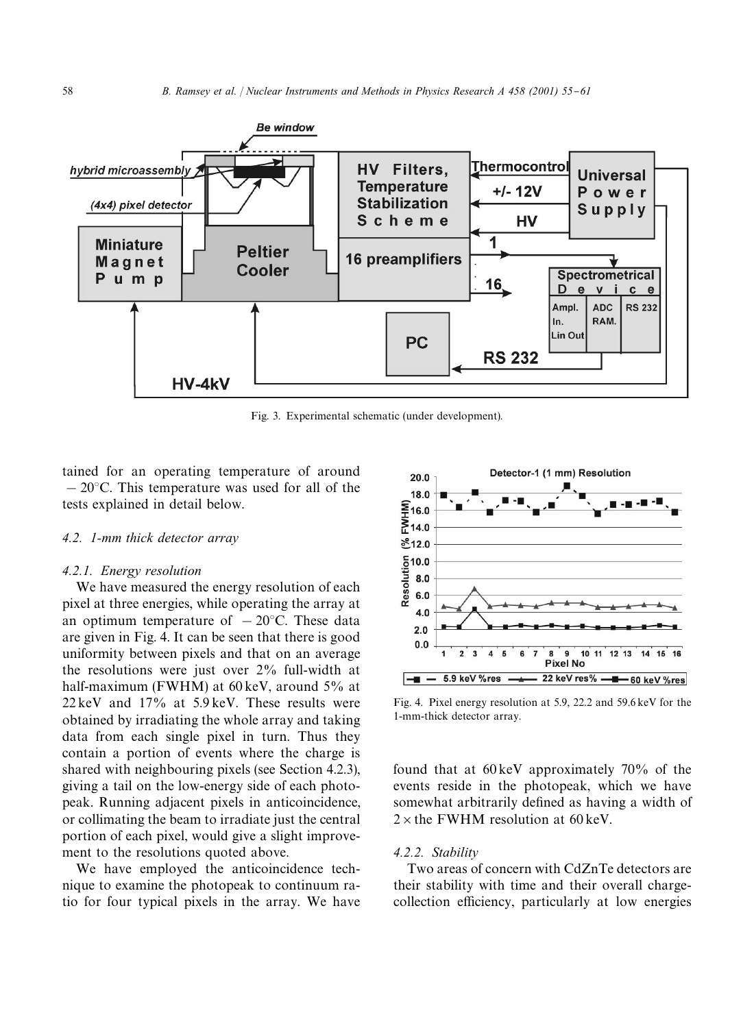Fig. 3. Experimental schematic (under development).

tained for an operating temperature of around $-20^{\circ}$C. This temperature was used for all of the tests explained in detail below.

### 4.2. 1-mm thick detector array

#### 4.2.1. Energy resolution

We have measured the energy resolution of each pixel at three energies, while operating the array at an optimum temperature of $-20^{\circ}$C. These data are given in Fig. 4. It can be seen that there is good uniformity between pixels and that on an average the resolutions were just over 2% full-width at half-maximum (FWHM) at 60 keV, around 5% at 22 keV and 17% at 5.9 keV. These results were obtained by irradiating the whole array and taking data from each single pixel in turn. Thus they contain a portion of events where the charge is shared with neighbouring pixels (see Section 4.2.3), giving a tail on the low-energy side of each photopeak. Running adjacent pixels in anticoincidence, or collimating the beam to irradiate just the central portion of each pixel, would give a slight improvement to the resolutions quoted above.

We have employed the anticoincidence technique to examine the photopeak to continuum ratio for four typical pixels in the array. We have found that at 60 keV approximately 70% of the events reside in the photopeak, which we have somewhat arbitrarily defined as having a width of $2 \times$ the FWHM resolution at 60 keV.

Fig. 4. Pixel energy resolution at 5.9, 22.2 and 59.6 keV for the 1-mm-thick detector array.

#### 4.2.2. Stability

Two areas of concern with CdZnTe detectors are their stability with time and their overall charge-collection efficiency, particularly at low energies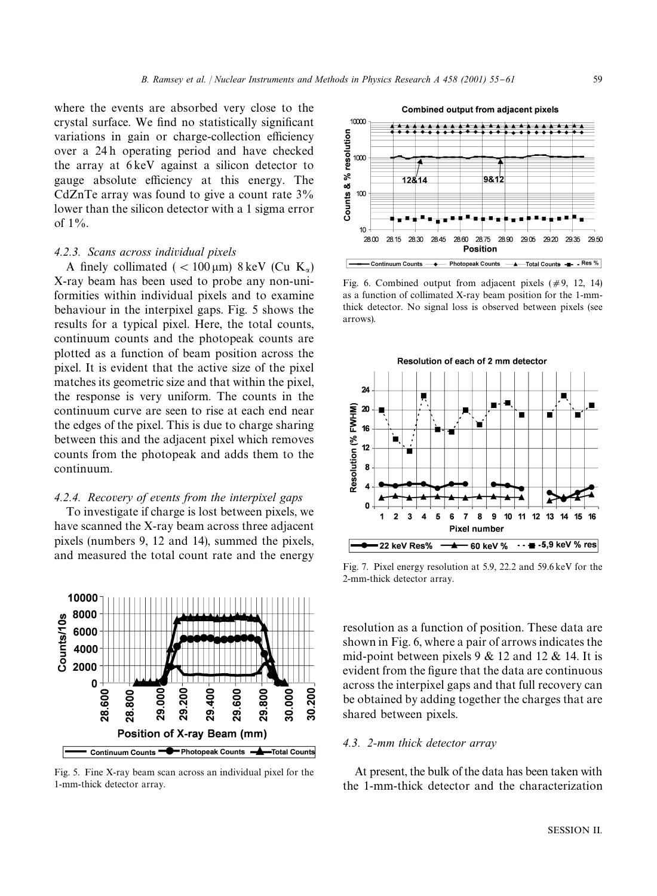where the events are absorbed very close to the crystal surface. We find no statistically significant variations in gain or charge-collection efficiency over a 24 h operating period and have checked the array at 6 keV against a silicon detector to gauge absolute efficiency at this energy. The CdZnTe array was found to give a count rate 3% lower than the silicon detector with a 1 sigma error of 1%.

#### 4.2.3. Scans across individual pixels

A finely collimated ( $< 100\,\mu$m) 8 keV (Cu $K_\alpha$) X-ray beam has been used to probe any non-uniformities within individual pixels and to examine behaviour in the interpixel gaps. Fig. 5 shows the results for a typical pixel. Here, the total counts, continuum counts and the photopeak counts are plotted as a function of beam position across the pixel. It is evident that the active size of the pixel matches its geometric size and that within the pixel, the response is very uniform. The counts in the continuum curve are seen to rise at each end near the edges of the pixel. This is due to charge sharing between this and the adjacent pixel which removes counts from the photopeak and adds them to the continuum.

#### 4.2.4. Recovery of events from the interpixel gaps

To investigate if charge is lost between pixels, we have scanned the X-ray beam across three adjacent pixels (numbers 9, 12 and 14), summed the pixels, and measured the total count rate and the energy resolution as a function of position. These data are shown in Fig. 6, where a pair of arrows indicates the mid-point between pixels 9 & 12 and 12 & 14. It is evident from the figure that the data are continuous across the interpixel gaps and that full recovery can be obtained by adding together the charges that are shared between pixels.

Fig. 5. Fine X-ray beam scan across an individual pixel for the 1-mm-thick detector array.

Fig. 6. Combined output from adjacent pixels (#9, 12, 14) as a function of collimated X-ray beam position for the 1-mm-thick detector. No signal loss is observed between pixels (see arrows).

Fig. 7. Pixel energy resolution at 5.9, 22.2 and 59.6 keV for the 2-mm-thick detector array.

### 4.3. 2-mm thick detector array

At present, the bulk of the data has been taken with the 1-mm-thick detector and the characterization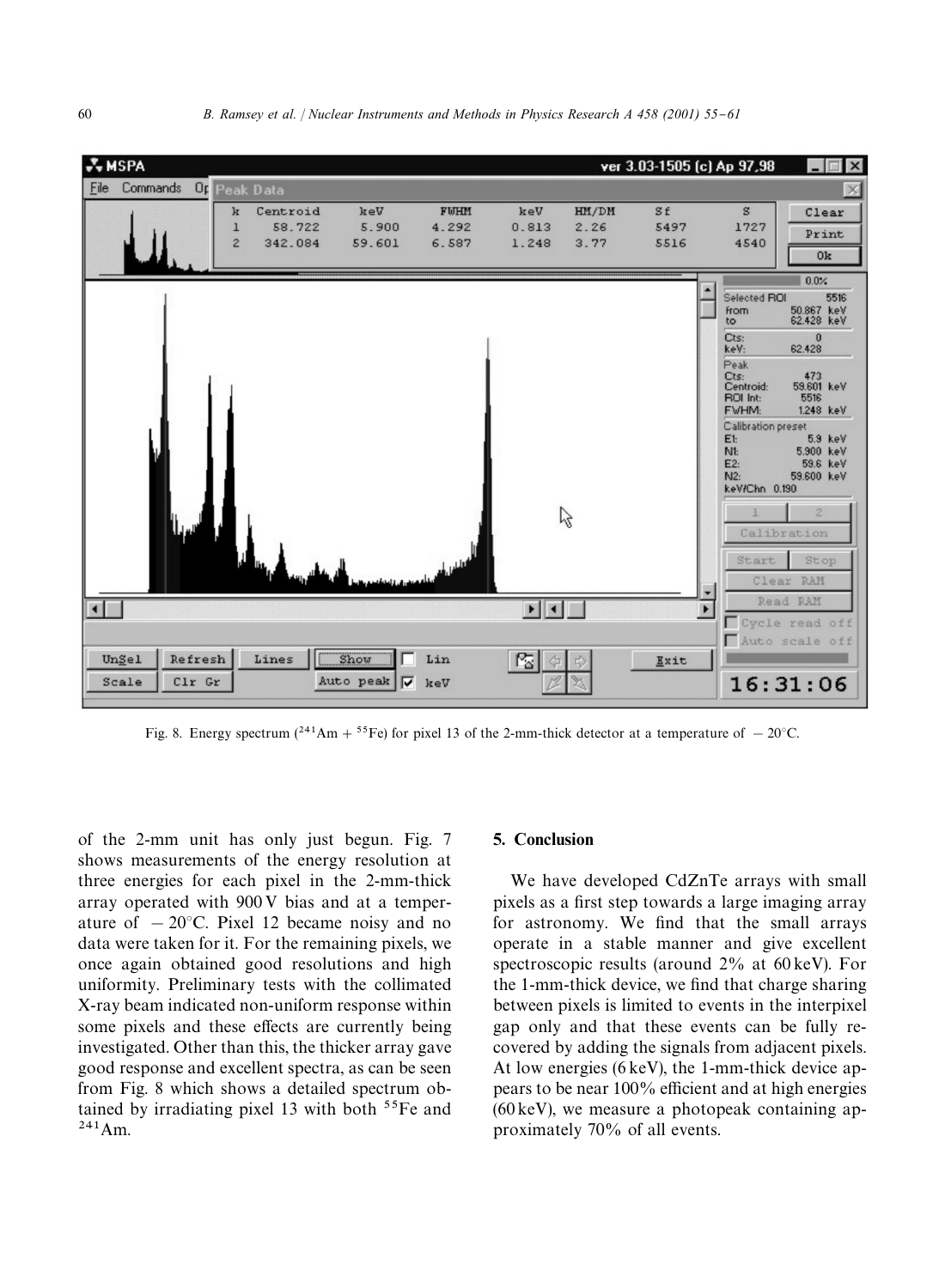Fig. 8. Energy spectrum ($^{241}$Am + $^{55}$Fe) for pixel 13 of the 2-mm-thick detector at a temperature of $-20^{\circ}$C.

of the 2-mm unit has only just begun. Fig. 7 shows measurements of the energy resolution at three energies for each pixel in the 2-mm-thick array operated with 900 V bias and at a temperature of $-20^{\circ}$C. Pixel 12 became noisy and no data were taken for it. For the remaining pixels, we once again obtained good resolutions and high uniformity. Preliminary tests with the collimated X-ray beam indicated non-uniform response within some pixels and these effects are currently being investigated. Other than this, the thicker array gave good response and excellent spectra, as can be seen from Fig. 8 which shows a detailed spectrum obtained by irradiating pixel 13 with both $^{55}$Fe and $^{241}$Am.

## 5. Conclusion

We have developed CdZnTe arrays with small pixels as a first step towards a large imaging array for astronomy. We find that the small arrays operate in a stable manner and give excellent spectroscopic results (around 2% at 60 keV). For the 1-mm-thick device, we find that charge sharing between pixels is limited to events in the interpixel gap only and that these events can be fully recovered by adding the signals from adjacent pixels. At low energies (6 keV), the 1-mm-thick device appears to be near 100% efficient and at high energies (60 keV), we measure a photopeak containing approximately 70% of all events.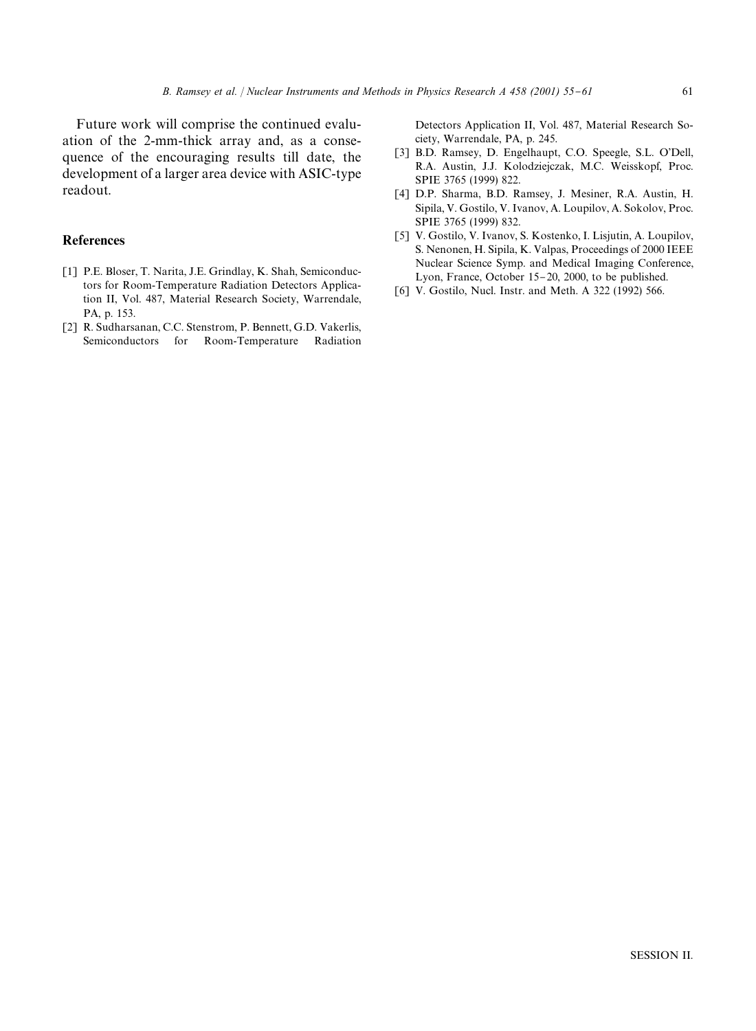Future work will comprise the continued evaluation of the 2-mm-thick array and, as a consequence of the encouraging results till date, the development of a larger area device with ASIC-type readout.

## References

[1] P.E. Bloser, T. Narita, J.E. Grindlay, K. Shah, Semiconductors for Room-Temperature Radiation Detectors Application II, Vol. 487, Material Research Society, Warrendale, PA, p. 153.

[2] R. Sudharsanan, C.C. Stenstrom, P. Bennett, G.D. Vakerlis, Semiconductors for Room-Temperature Radiation Detectors Application II, Vol. 487, Material Research Society, Warrendale, PA, p. 245.

[3] B.D. Ramsey, D. Engelhaupt, C.O. Speegle, S.L. O'Dell, R.A. Austin, J.J. Kolodziejczak, M.C. Weisskopf, Proc. SPIE 3765 (1999) 822.

[4] D.P. Sharma, B.D. Ramsey, J. Mesiner, R.A. Austin, H. Sipila, V. Gostilo, V. Ivanov, A. Loupilov, A. Sokolov, Proc. SPIE 3765 (1999) 832.

[5] V. Gostilo, V. Ivanov, S. Kostenko, I. Lisjutin, A. Loupilov, S. Nenonen, H. Sipila, K. Valpas, Proceedings of 2000 IEEE Nuclear Science Symp. and Medical Imaging Conference, Lyon, France, October 15–20, 2000, to be published.

[6] V. Gostilo, Nucl. Instr. and Meth. A 322 (1992) 566.